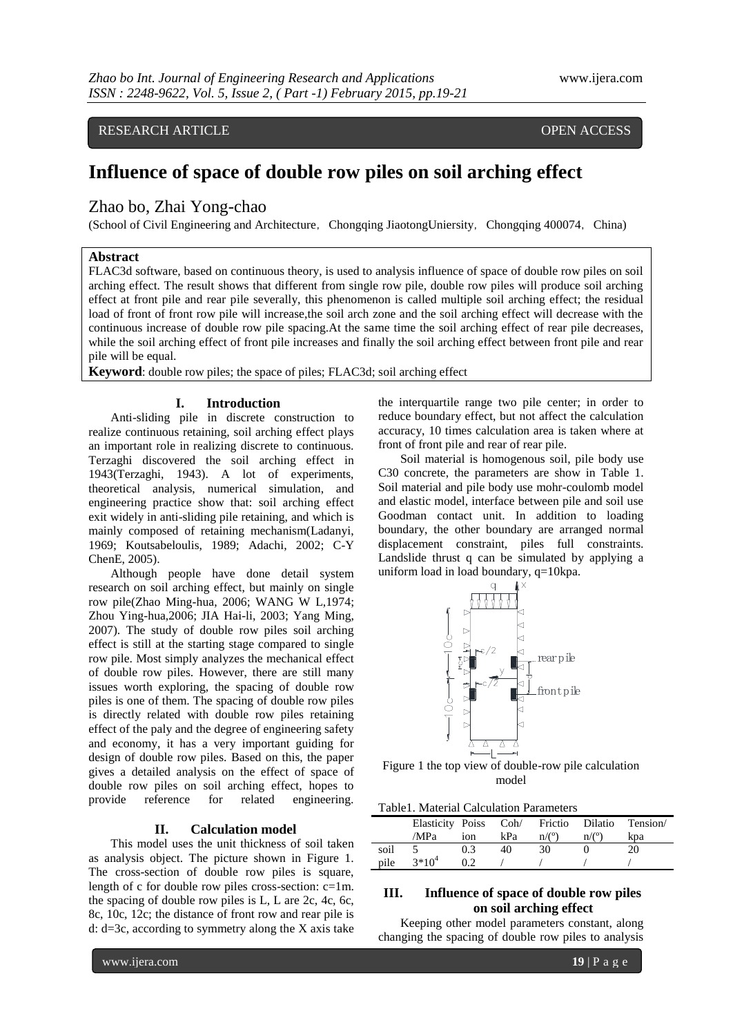RESEARCH ARTICLE OPEN ACCESS

# Influence of space of double row piles on soil arching effect

Zhao bo, Zhai Yong-chao

(School of Civil Engineering and Architecture, Chongqing JiaotongUniersity, Chongqing 400074, China)

**Abstract**

FLAC3d software, based on continuous theory, is used to analysis influence of space of double row piles on soil arching effect. The result shows that different from single row pile, double row piles will produce soil arching effect at front pile and rear pile severally, this phenomenon is called multiple soil arching effect; the residual load of front of front row pile will increase,the soil arch zone and the soil arching effect will decrease with the continuous increase of double row pile spacing.At the same time the soil arching effect of rear pile decreases, while the soil arching effect of front pile increases and finally the soil arching effect between front pile and rear pile will be equal.

**Keyword**: double row piles; the space of piles; FLAC3d; soil arching effect

## I. Introduction

Anti-sliding pile in discrete construction to realize continuous retaining, soil arching effect plays an important role in realizing discrete to continuous. Terzaghi discovered the soil arching effect in 1943(Terzaghi, 1943). A lot of experiments, theoretical analysis, numerical simulation, and engineering practice show that: soil arching effect exit widely in anti-sliding pile retaining, and which is mainly composed of retaining mechanism(Ladanyi, 1969; Koutsabeloulis, 1989; Adachi, 2002; C-Y ChenE, 2005).

Although people have done detail system research on soil arching effect, but mainly on single row pile(Zhao Ming-hua, 2006; WANG W L,1974; Zhou Ying-hua,2006; JIA Hai-li, 2003; Yang Ming, 2007). The study of double row piles soil arching effect is still at the starting stage compared to single row pile. Most simply analyzes the mechanical effect of double row piles. However, there are still many issues worth exploring, the spacing of double row piles is one of them. The spacing of double row piles is directly related with double row piles retaining effect of the paly and the degree of engineering safety and economy, it has a very important guiding for design of double row piles. Based on this, the paper gives a detailed analysis on the effect of space of double row piles on soil arching effect, hopes to provide reference for related engineering.

## II. Calculation model

This model uses the unit thickness of soil taken as analysis object. The picture shown in Figure 1. The cross-section of double row piles is square, length of c for double row piles cross-section: c=1m. the spacing of double row piles is L, L are 2c, 4c, 6c, 8c, 10c, 12c; the distance of front row and rear pile is d: d=3c, according to symmetry along the X axis take the interquartile range two pile center; in order to reduce boundary effect, but not affect the calculation accuracy, 10 times calculation area is taken where at front of front pile and rear of rear pile.

Soil material is homogenous soil, pile body use C30 concrete, the parameters are show in Table 1. Soil material and pile body use mohr-coulomb model and elastic model, interface between pile and soil use Goodman contact unit. In addition to loading boundary, the other boundary are arranged normal displacement constraint, piles full constraints. Landslide thrust q can be simulated by applying a uniform load in load boundary, q=10kpa.

Figure 1 the top view of double-row pile calculation model

Table1. Material Calculation Parameters

| | Elasticity /MPa | Poission | Coh/ kPa | Friction/(º) | Dilation/(º) | Tension/ kpa |
|---|---|---|---|---|---|---|
| soil | 5 | 0.3 | 40 | 30 | 0 | 20 |
| pile | $3*10^4$ | 0.2 | / | / | / | / |

## III. Influence of space of double row piles on soil arching effect

Keeping other model parameters constant, along changing the spacing of double row piles to analysis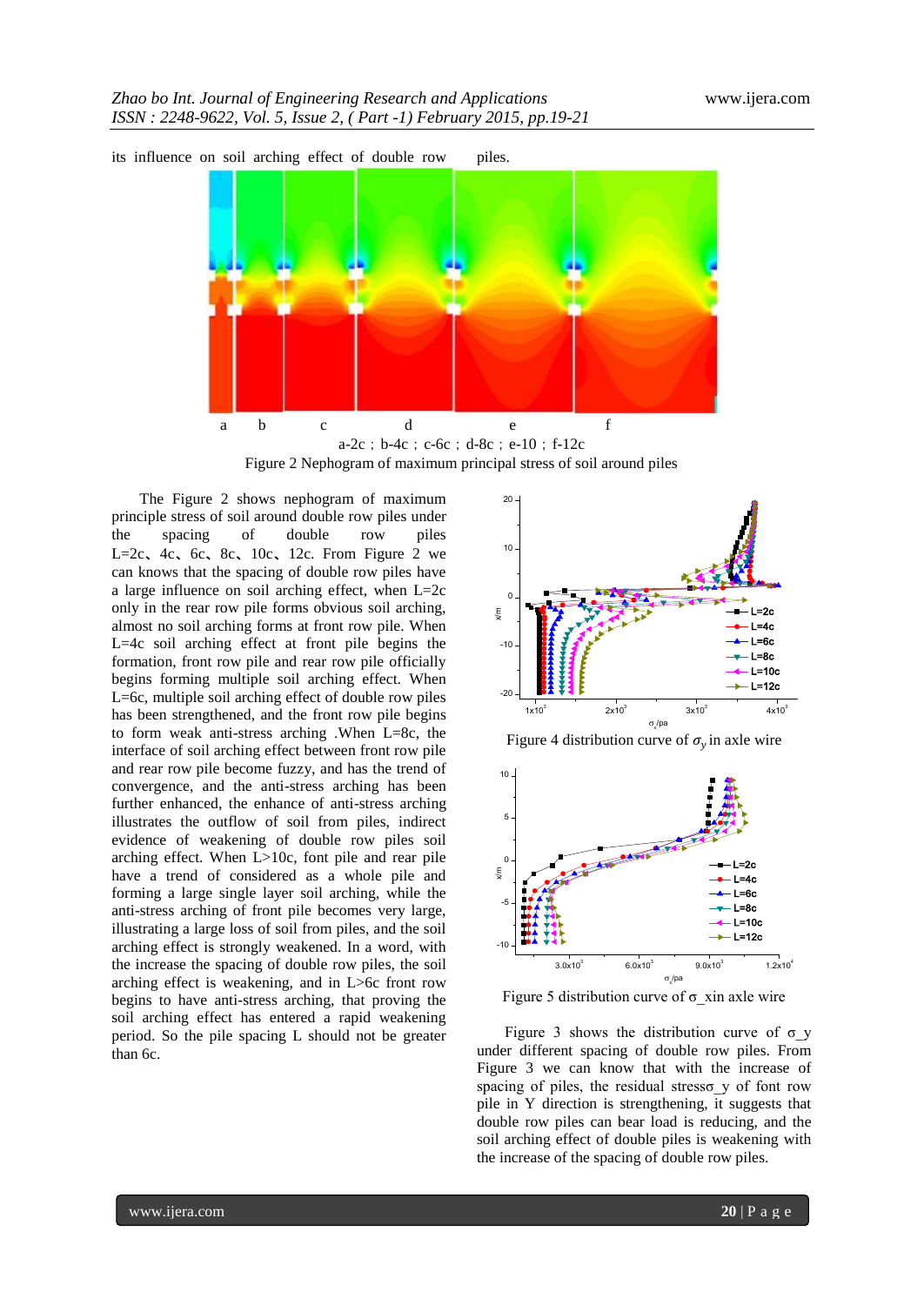its influence on soil arching effect of double row piles.

a b c d e f

a-2c；b-4c；c-6c；d-8c；e-10；f-12c

Figure 2 Nephogram of maximum principal stress of soil around piles

The Figure 2 shows nephogram of maximum principal stress of soil around double row piles under the spacing of double row piles L=2c、4c、6c、8c、10c、12c. From Figure 2 we can knows that the spacing of double row piles have a large influence on soil arching effect, when L=2c only in the rear row pile forms obvious soil arching, almost no soil arching forms at front row pile. When L=4c soil arching effect at front pile begins the formation, front row pile and rear row pile officially begins forming multiple soil arching effect. When L=6c, multiple soil arching effect of double row piles has been strengthened, and the front row pile begins to form weak anti-stress arching .When L=8c, the interface of soil arching effect between front row pile and rear row pile become fuzzy, and has the trend of convergence, and the anti-stress arching has been further enhanced, the enhance of anti-stress arching illustrates the outflow of soil from piles, indirect evidence of weakening of double row piles soil arching effect. When L>10c, font pile and rear pile have a trend of considered as a whole pile and forming a large single layer soil arching, while the anti-stress arching of front pile becomes very large, illustrating a large loss of soil from piles, and the soil arching effect is strongly weakened. In a word, with the increase the spacing of double row piles, the soil arching effect is weakening, and in L>6c front row begins to have anti-stress arching, that proving the soil arching effect has entered a rapid weakening period. So the pile spacing L should not be greater than 6c.

Figure 4 distribution curve of $\sigma_y$ in axle wire

Figure 5 distribution curve of $\sigma_x$in axle wire

Figure 3 shows the distribution curve of $\sigma_y$ under different spacing of double row piles. From Figure 3 we can know that with the increase of spacing of piles, the residual stress$\sigma_y$ of font row pile in Y direction is strengthening, it suggests that double row piles can bear load is reducing, and the soil arching effect of double piles is weakening with the increase of the spacing of double row piles.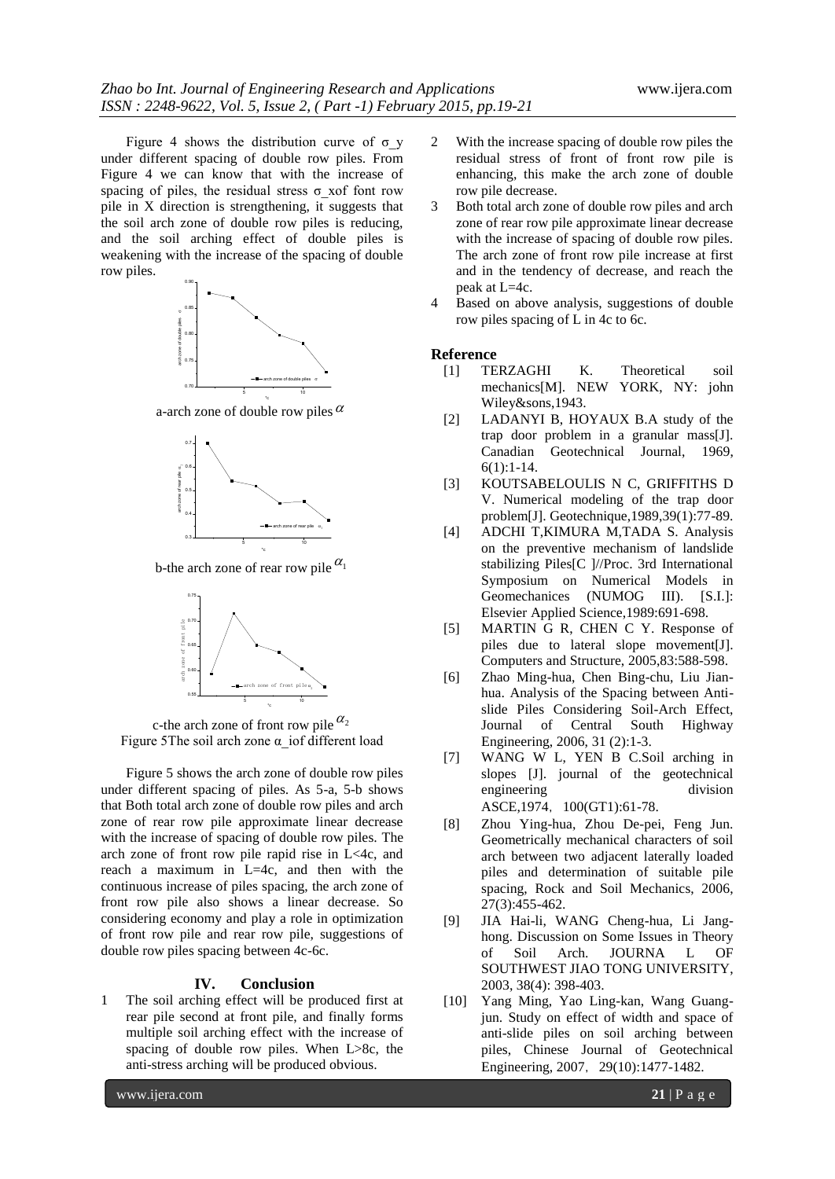Figure 4 shows the distribution curve of σ_y under different spacing of double row piles. From Figure 4 we can know that with the increase of spacing of piles, the residual stress σ_xof font row pile in X direction is strengthening, it suggests that the soil arch zone of double row piles is reducing, and the soil arching effect of double piles is weakening with the increase of the spacing of double row piles.

0.90
0.85
0.80
0.75
0.70
arch zone of double piles α
5
10
°c
arch zone of double piles α

a-arch zone of double row piles $\alpha$

0.7
0.6
0.5
0.4
0.3
arch zone of rear pile $\alpha_1$
5
10
°c
arch zone of rear pile $\alpha_1$

b-the arch zone of rear row pile $\alpha_1$

0.75
0.70
0.65
0.60
0.55
arch zone of front pile
5
10
°c
arch zone of front pile $\alpha_2$

c-the arch zone of front row pile $\alpha_2$

Figure 5The soil arch zone α_iof different load

Figure 5 shows the arch zone of double row piles under different spacing of piles. As 5-a, 5-b shows that Both total arch zone of double row piles and arch zone of rear row pile approximate linear decrease with the increase of spacing of double row piles. The arch zone of front row pile rapid rise in L<4c, and reach a maximum in L=4c, and then with the continuous increase of piles spacing, the arch zone of front row pile also shows a linear decrease. So considering economy and play a role in optimization of front row pile and rear row pile, suggestions of double row piles spacing between 4c-6c.

## IV. Conclusion

1 The soil arching effect will be produced first at rear pile second at front pile, and finally forms multiple soil arching effect with the increase of spacing of double row piles. When L>8c, the anti-stress arching will be produced obvious.

2 With the increase spacing of double row piles the residual stress of front of front row pile is enhancing, this make the arch zone of double row pile decrease.

3 Both total arch zone of double row piles and arch zone of rear row pile approximate linear decrease with the increase of spacing of double row piles. The arch zone of front row pile increase at first and in the tendency of decrease, and reach the peak at L=4c.

4 Based on above analysis, suggestions of double row piles spacing of L in 4c to 6c.

## Reference

[1] TERZAGHI K. Theoretical soil mechanics[M]. NEW YORK, NY: john Wiley&sons,1943.

[2] LADANYI B, HOYAUX B.A study of the trap door problem in a granular mass[J]. Canadian Geotechnical Journal, 1969, 6(1):1-14.

[3] KOUTSABELOULIS N C, GRIFFITHS D V. Numerical modeling of the trap door problem[J]. Geotechnique,1989,39(1):77-89.

[4] ADCHI T,KIMURA M,TADA S. Analysis on the preventive mechanism of landslide stabilizing Piles[C ]//Proc. 3rd International Symposium on Numerical Models in Geomechanices (NUMOG III). [S.I.]: Elsevier Applied Science,1989:691-698.

[5] MARTIN G R, CHEN C Y. Response of piles due to lateral slope movement[J]. Computers and Structure, 2005,83:588-598.

[6] Zhao Ming-hua, Chen Bing-chu, Liu Jian-hua. Analysis of the Spacing between Anti-slide Piles Considering Soil-Arch Effect, Journal of Central South Highway Engineering, 2006, 31 (2):1-3.

[7] WANG W L, YEN B C.Soil arching in slopes [J]. journal of the geotechnical engineering division ASCE,1974，100(GT1):61-78.

[8] Zhou Ying-hua, Zhou De-pei, Feng Jun. Geometrically mechanical characters of soil arch between two adjacent laterally loaded piles and determination of suitable pile spacing, Rock and Soil Mechanics, 2006, 27(3):455-462.

[9] JIA Hai-li, WANG Cheng-hua, Li Jang-hong. Discussion on Some Issues in Theory of Soil Arch. JOURNA L OF SOUTHWEST JIAO TONG UNIVERSITY, 2003, 38(4): 398-403.

[10] Yang Ming, Yao Ling-kan, Wang Guang-jun. Study on effect of width and space of anti-slide piles on soil arching between piles, Chinese Journal of Geotechnical Engineering, 2007，29(10):1477-1482.